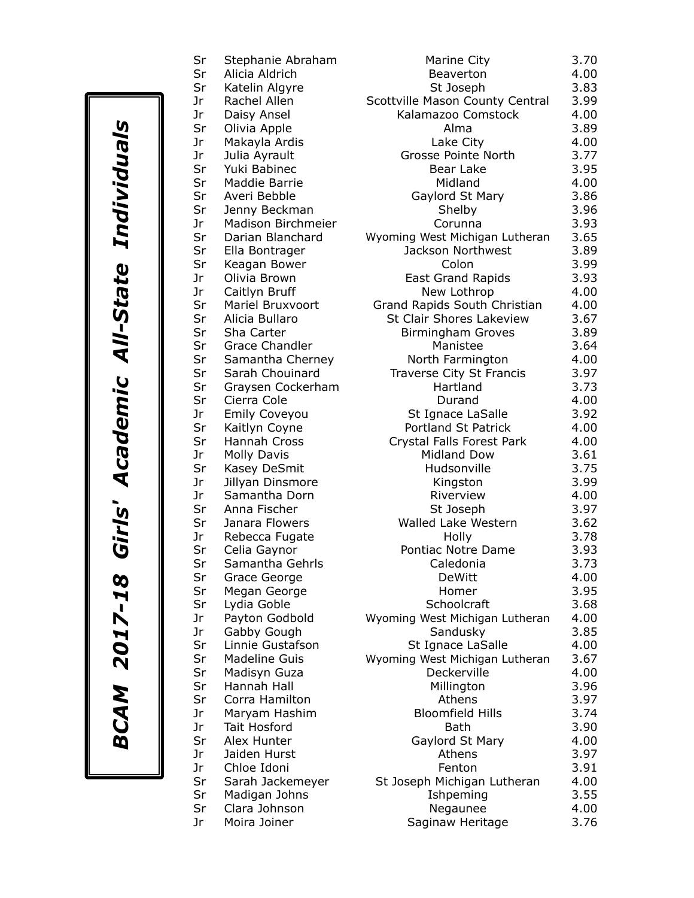# BCAM 2017-18 Girls' Academic All-State Individuals

| Class | Name | School | GPA |
|---|---|---|---|
| Sr | Stephanie Abraham | Marine City | 3.70 |
| Sr | Alicia Aldrich | Beaverton | 4.00 |
| Sr | Katelin Algyre | St Joseph | 3.83 |
| Jr | Rachel Allen | Scottville Mason County Central | 3.99 |
| Jr | Daisy Ansel | Kalamazoo Comstock | 4.00 |
| Sr | Olivia Apple | Alma | 3.89 |
| Jr | Makayla Ardis | Lake City | 4.00 |
| Jr | Julia Ayrault | Grosse Pointe North | 3.77 |
| Sr | Yuki Babinec | Bear Lake | 3.95 |
| Sr | Maddie Barrie | Midland | 4.00 |
| Sr | Averi Bebble | Gaylord St Mary | 3.86 |
| Sr | Jenny Beckman | Shelby | 3.96 |
| Jr | Madison Birchmeier | Corunna | 3.93 |
| Sr | Darian Blanchard | Wyoming West Michigan Lutheran | 3.65 |
| Sr | Ella Bontrager | Jackson Northwest | 3.89 |
| Sr | Keagan Bower | Colon | 3.99 |
| Jr | Olivia Brown | East Grand Rapids | 3.93 |
| Jr | Caitlyn Bruff | New Lothrop | 4.00 |
| Sr | Mariel Bruxvoort | Grand Rapids South Christian | 4.00 |
| Sr | Alicia Bullaro | St Clair Shores Lakeview | 3.67 |
| Sr | Sha Carter | Birmingham Groves | 3.89 |
| Sr | Grace Chandler | Manistee | 3.64 |
| Sr | Samantha Cherney | North Farmington | 4.00 |
| Sr | Sarah Chouinard | Traverse City St Francis | 3.97 |
| Sr | Graysen Cockerham | Hartland | 3.73 |
| Sr | Cierra Cole | Durand | 4.00 |
| Jr | Emily Coveyou | St Ignace LaSalle | 3.92 |
| Sr | Kaitlyn Coyne | Portland St Patrick | 4.00 |
| Sr | Hannah Cross | Crystal Falls Forest Park | 4.00 |
| Jr | Molly Davis | Midland Dow | 3.61 |
| Sr | Kasey DeSmit | Hudsonville | 3.75 |
| Jr | Jillyan Dinsmore | Kingston | 3.99 |
| Jr | Samantha Dorn | Riverview | 4.00 |
| Sr | Anna Fischer | St Joseph | 3.97 |
| Sr | Janara Flowers | Walled Lake Western | 3.62 |
| Jr | Rebecca Fugate | Holly | 3.78 |
| Sr | Celia Gaynor | Pontiac Notre Dame | 3.93 |
| Sr | Samantha Gehrls | Caledonia | 3.73 |
| Sr | Grace George | DeWitt | 4.00 |
| Sr | Megan George | Homer | 3.95 |
| Sr | Lydia Goble | Schoolcraft | 3.68 |
| Jr | Payton Godbold | Wyoming West Michigan Lutheran | 4.00 |
| Jr | Gabby Gough | Sandusky | 3.85 |
| Sr | Linnie Gustafson | St Ignace LaSalle | 4.00 |
| Sr | Madeline Guis | Wyoming West Michigan Lutheran | 3.67 |
| Sr | Madisyn Guza | Deckerville | 4.00 |
| Sr | Hannah Hall | Millington | 3.96 |
| Sr | Corra Hamilton | Athens | 3.97 |
| Jr | Maryam Hashim | Bloomfield Hills | 3.74 |
| Jr | Tait Hosford | Bath | 3.90 |
| Sr | Alex Hunter | Gaylord St Mary | 4.00 |
| Jr | Jaiden Hurst | Athens | 3.97 |
| Jr | Chloe Idoni | Fenton | 3.91 |
| Sr | Sarah Jackemeyer | St Joseph Michigan Lutheran | 4.00 |
| Sr | Madigan Johns | Ishpeming | 3.55 |
| Sr | Clara Johnson | Negaunee | 4.00 |
| Jr | Moira Joiner | Saginaw Heritage | 3.76 |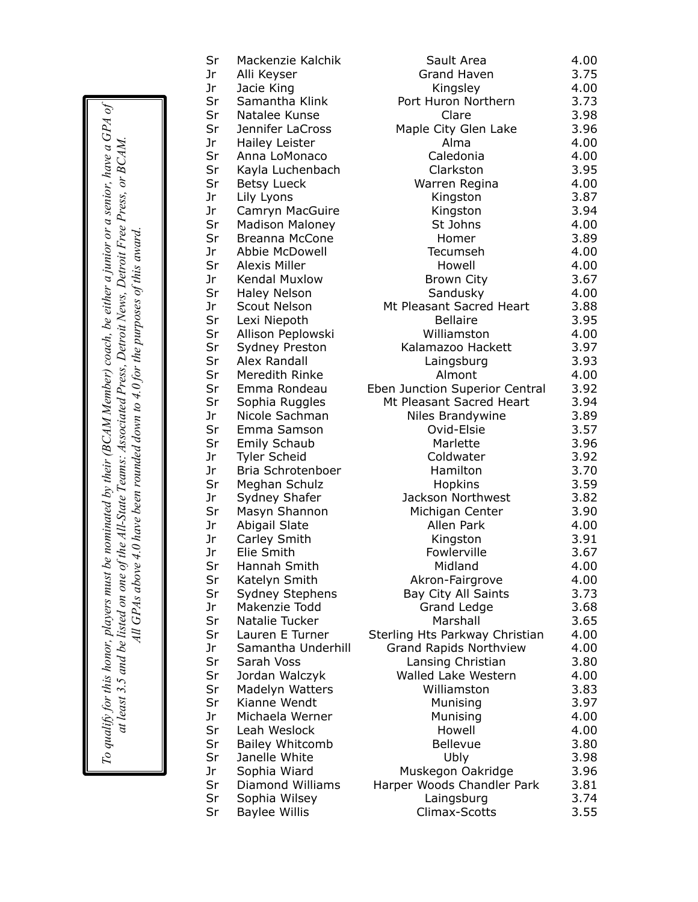*To qualify for this honor, players must be nominated by their (BCAM Member) coach, be either a junior or a senior, have a GPA of at least 3.5 and be listed on one of the All-State Teams: Associated Press, Detroit News, Detroit Free Press, or BCAM.*
*All GPAs above 4.0 have been rounded down to 4.0 for the purposes of this award.*

| | | | |
|---|---|---|---|
| Sr | Mackenzie Kalchik | Sault Area | 4.00 |
| Jr | Alli Keyser | Grand Haven | 3.75 |
| Jr | Jacie King | Kingsley | 4.00 |
| Sr | Samantha Klink | Port Huron Northern | 3.73 |
| Sr | Natalee Kunse | Clare | 3.98 |
| Sr | Jennifer LaCross | Maple City Glen Lake | 3.96 |
| Jr | Hailey Leister | Alma | 4.00 |
| Sr | Anna LoMonaco | Caledonia | 4.00 |
| Sr | Kayla Luchenbach | Clarkston | 3.95 |
| Sr | Betsy Lueck | Warren Regina | 4.00 |
| Jr | Lily Lyons | Kingston | 3.87 |
| Jr | Camryn MacGuire | Kingston | 3.94 |
| Sr | Madison Maloney | St Johns | 4.00 |
| Sr | Breanna McCone | Homer | 3.89 |
| Jr | Abbie McDowell | Tecumseh | 4.00 |
| Sr | Alexis Miller | Howell | 4.00 |
| Jr | Kendal Muxlow | Brown City | 3.67 |
| Sr | Haley Nelson | Sandusky | 4.00 |
| Jr | Scout Nelson | Mt Pleasant Sacred Heart | 3.88 |
| Sr | Lexi Niepoth | Bellaire | 3.95 |
| Sr | Allison Peplowski | Williamston | 4.00 |
| Sr | Sydney Preston | Kalamazoo Hackett | 3.97 |
| Sr | Alex Randall | Laingsburg | 3.93 |
| Sr | Meredith Rinke | Almont | 4.00 |
| Sr | Emma Rondeau | Eben Junction Superior Central | 3.92 |
| Sr | Sophia Ruggles | Mt Pleasant Sacred Heart | 3.94 |
| Jr | Nicole Sachman | Niles Brandywine | 3.89 |
| Sr | Emma Samson | Ovid-Elsie | 3.57 |
| Sr | Emily Schaub | Marlette | 3.96 |
| Jr | Tyler Scheid | Coldwater | 3.92 |
| Jr | Bria Schrotenboer | Hamilton | 3.70 |
| Sr | Meghan Schulz | Hopkins | 3.59 |
| Jr | Sydney Shafer | Jackson Northwest | 3.82 |
| Sr | Masyn Shannon | Michigan Center | 3.90 |
| Jr | Abigail Slate | Allen Park | 4.00 |
| Jr | Carley Smith | Kingston | 3.91 |
| Jr | Elie Smith | Fowlerville | 3.67 |
| Sr | Hannah Smith | Midland | 4.00 |
| Sr | Katelyn Smith | Akron-Fairgrove | 4.00 |
| Sr | Sydney Stephens | Bay City All Saints | 3.73 |
| Jr | Makenzie Todd | Grand Ledge | 3.68 |
| Sr | Natalie Tucker | Marshall | 3.65 |
| Sr | Lauren E Turner | Sterling Hts Parkway Christian | 4.00 |
| Jr | Samantha Underhill | Grand Rapids Northview | 4.00 |
| Sr | Sarah Voss | Lansing Christian | 3.80 |
| Sr | Jordan Walczyk | Walled Lake Western | 4.00 |
| Sr | Madelyn Watters | Williamston | 3.83 |
| Sr | Kianne Wendt | Munising | 3.97 |
| Jr | Michaela Werner | Munising | 4.00 |
| Sr | Leah Weslock | Howell | 4.00 |
| Sr | Bailey Whitcomb | Bellevue | 3.80 |
| Sr | Janelle White | Ubly | 3.98 |
| Jr | Sophia Wiard | Muskegon Oakridge | 3.96 |
| Sr | Diamond Williams | Harper Woods Chandler Park | 3.81 |
| Sr | Sophia Wilsey | Laingsburg | 3.74 |
| Sr | Baylee Willis | Climax-Scotts | 3.55 |